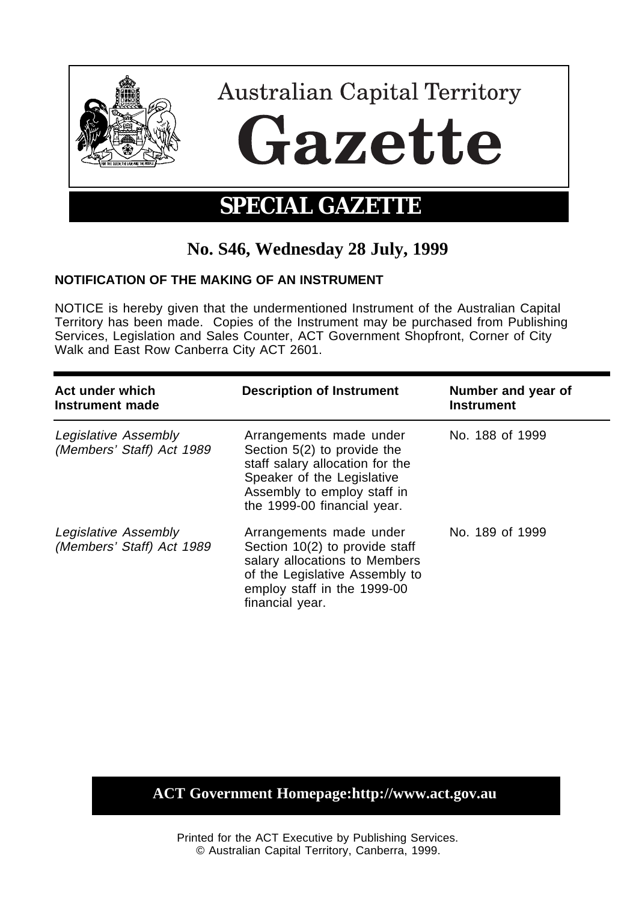# Australian Capital Territory

# Gazette

## SPECIAL GAZETTE

## No. S46, Wednesday 28 July, 1999

**NOTIFICATION OF THE MAKING OF AN INSTRUMENT**

NOTICE is hereby given that the undermentioned Instrument of the Australian Capital Territory has been made. Copies of the Instrument may be purchased from Publishing Services, Legislation and Sales Counter, ACT Government Shopfront, Corner of City Walk and East Row Canberra City ACT 2601.

| Act under which Instrument made | Description of Instrument | Number and year of Instrument |
|---|---|---|
| *Legislative Assembly (Members' Staff) Act 1989* | Arrangements made under Section 5(2) to provide the staff salary allocation for the Speaker of the Legislative Assembly to employ staff in the 1999-00 financial year. | No. 188 of 1999 |
| *Legislative Assembly (Members' Staff) Act 1989* | Arrangements made under Section 10(2) to provide staff salary allocations to Members of the Legislative Assembly to employ staff in the 1999-00 financial year. | No. 189 of 1999 |

**ACT Government Homepage:http://www.act.gov.au**

Printed for the ACT Executive by Publishing Services.
© Australian Capital Territory, Canberra, 1999.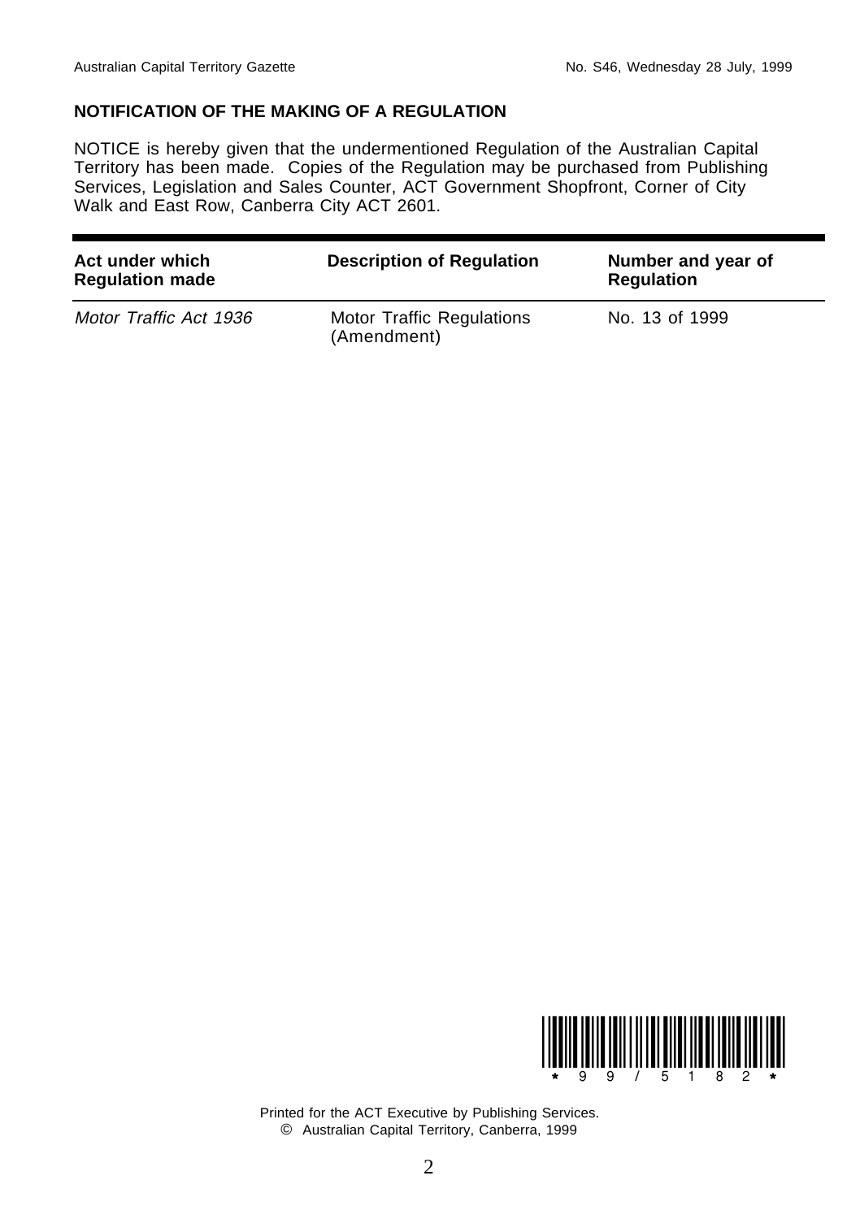**NOTIFICATION OF THE MAKING OF A REGULATION**

NOTICE is hereby given that the undermentioned Regulation of the Australian Capital Territory has been made. Copies of the Regulation may be purchased from Publishing Services, Legislation and Sales Counter, ACT Government Shopfront, Corner of City Walk and East Row, Canberra City ACT 2601.

| Act under which Regulation made | Description of Regulation | Number and year of Regulation |
|---|---|---|
| *Motor Traffic Act 1936* | Motor Traffic Regulations (Amendment) | No. 13 of 1999 |

\* 9 9 / 5 1 8 2 \*

Printed for the ACT Executive by Publishing Services.
© Australian Capital Territory, Canberra, 1999